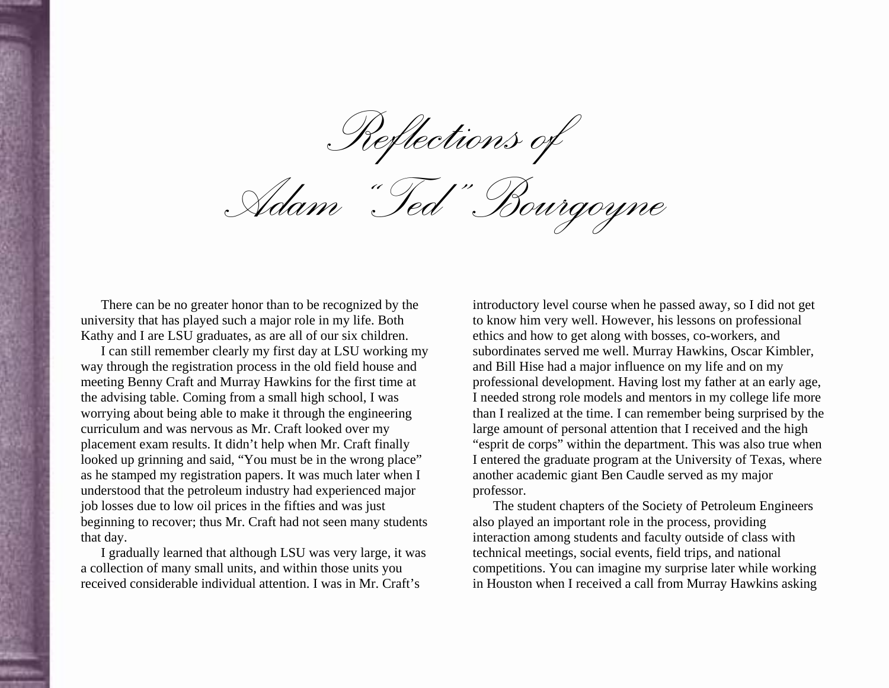# Reflections of Adam "Ted" Bourgoyne

There can be no greater honor than to be recognized by the university that has played such a major role in my life. Both Kathy and I are LSU graduates, as are all of our six children.

I can still remember clearly my first day at LSU working my way through the registration process in the old field house and meeting Benny Craft and Murray Hawkins for the first time at the advising table. Coming from a small high school, I was worrying about being able to make it through the engineering curriculum and was nervous as Mr. Craft looked over my placement exam results. It didn't help when Mr. Craft finally looked up grinning and said, "You must be in the wrong place" as he stamped my registration papers. It was much later when I understood that the petroleum industry had experienced major job losses due to low oil prices in the fifties and was just beginning to recover; thus Mr. Craft had not seen many students that day.

I gradually learned that although LSU was very large, it was a collection of many small units, and within those units you received considerable individual attention. I was in Mr. Craft's introductory level course when he passed away, so I did not get to know him very well. However, his lessons on professional ethics and how to get along with bosses, co-workers, and subordinates served me well. Murray Hawkins, Oscar Kimbler, and Bill Hise had a major influence on my life and on my professional development. Having lost my father at an early age, I needed strong role models and mentors in my college life more than I realized at the time. I can remember being surprised by the large amount of personal attention that I received and the high "esprit de corps" within the department. This was also true when I entered the graduate program at the University of Texas, where another academic giant Ben Caudle served as my major professor.

The student chapters of the Society of Petroleum Engineers also played an important role in the process, providing interaction among students and faculty outside of class with technical meetings, social events, field trips, and national competitions. You can imagine my surprise later while working in Houston when I received a call from Murray Hawkins asking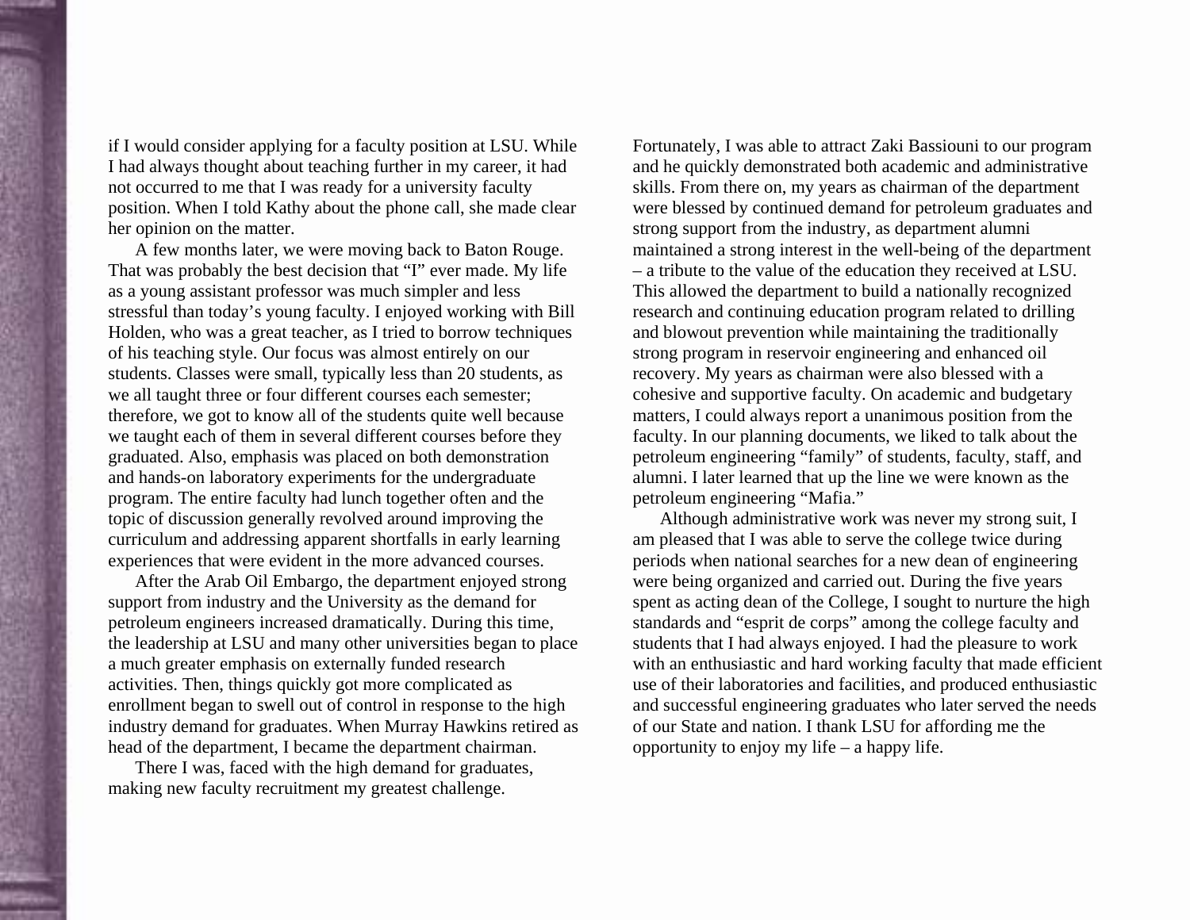if I would consider applying for a faculty position at LSU. While I had always thought about teaching further in my career, it had not occurred to me that I was ready for a university faculty position. When I told Kathy about the phone call, she made clear her opinion on the matter.

A few months later, we were moving back to Baton Rouge. That was probably the best decision that "I" ever made. My life as a young assistant professor was much simpler and less stressful than today's young faculty. I enjoyed working with Bill Holden, who was a great teacher, as I tried to borrow techniques of his teaching style. Our focus was almost entirely on our students. Classes were small, typically less than 20 students, as we all taught three or four different courses each semester; therefore, we got to know all of the students quite well because we taught each of them in several different courses before they graduated. Also, emphasis was placed on both demonstration and hands-on laboratory experiments for the undergraduate program. The entire faculty had lunch together often and the topic of discussion generally revolved around improving the curriculum and addressing apparent shortfalls in early learning experiences that were evident in the more advanced courses.

After the Arab Oil Embargo, the department enjoyed strong support from industry and the University as the demand for petroleum engineers increased dramatically. During this time, the leadership at LSU and many other universities began to place a much greater emphasis on externally funded research activities. Then, things quickly got more complicated as enrollment began to swell out of control in response to the high industry demand for graduates. When Murray Hawkins retired as head of the department, I became the department chairman.

There I was, faced with the high demand for graduates, making new faculty recruitment my greatest challenge. Fortunately, I was able to attract Zaki Bassiouni to our program and he quickly demonstrated both academic and administrative skills. From there on, my years as chairman of the department were blessed by continued demand for petroleum graduates and strong support from the industry, as department alumni maintained a strong interest in the well-being of the department – a tribute to the value of the education they received at LSU. This allowed the department to build a nationally recognized research and continuing education program related to drilling and blowout prevention while maintaining the traditionally strong program in reservoir engineering and enhanced oil recovery. My years as chairman were also blessed with a cohesive and supportive faculty. On academic and budgetary matters, I could always report a unanimous position from the faculty. In our planning documents, we liked to talk about the petroleum engineering "family" of students, faculty, staff, and alumni. I later learned that up the line we were known as the petroleum engineering "Mafia."

Although administrative work was never my strong suit, I am pleased that I was able to serve the college twice during periods when national searches for a new dean of engineering were being organized and carried out. During the five years spent as acting dean of the College, I sought to nurture the high standards and "esprit de corps" among the college faculty and students that I had always enjoyed. I had the pleasure to work with an enthusiastic and hard working faculty that made efficient use of their laboratories and facilities, and produced enthusiastic and successful engineering graduates who later served the needs of our State and nation. I thank LSU for affording me the opportunity to enjoy my life – a happy life.